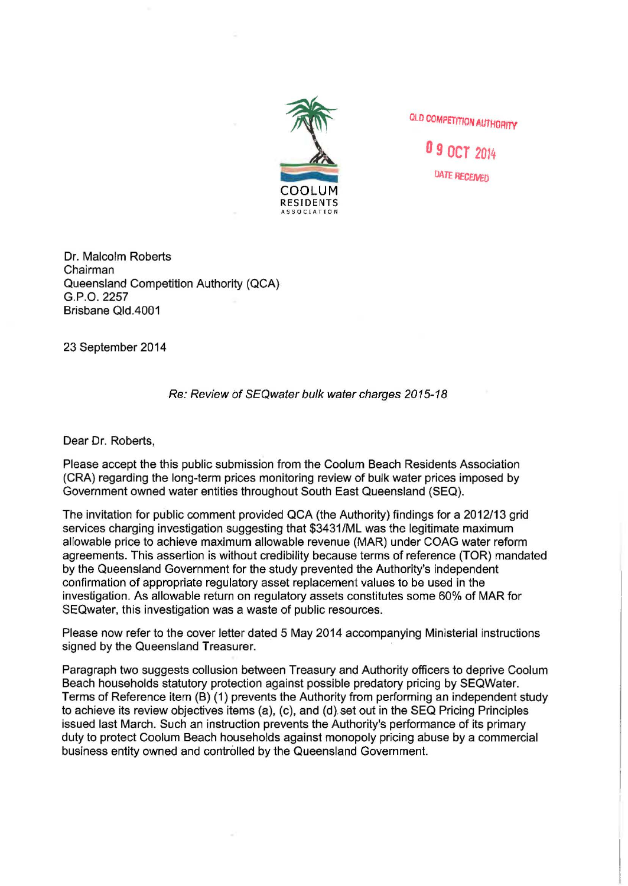COOLUM
RESIDENTS
ASSOCIATION

QLD COMPETITION AUTHORITY

09 OCT 2014

DATE RECEIVED

Dr. Malcolm Roberts
Chairman
Queensland Competition Authority (QCA)
G.P.O. 2257
Brisbane Qld.4001

23 September 2014

*Re: Review of SEQwater bulk water charges 2015-18*

Dear Dr. Roberts,

Please accept the this public submission from the Coolum Beach Residents Association (CRA) regarding the long-term prices monitoring review of bulk water prices imposed by Government owned water entities throughout South East Queensland (SEQ).

The invitation for public comment provided QCA (the Authority) findings for a 2012/13 grid services charging investigation suggesting that $3431/ML was the legitimate maximum allowable price to achieve maximum allowable revenue (MAR) under COAG water reform agreements. This assertion is without credibility because terms of reference (TOR) mandated by the Queensland Government for the study prevented the Authority's independent confirmation of appropriate regulatory asset replacement values to be used in the investigation. As allowable return on regulatory assets constitutes some 60% of MAR for SEQwater, this investigation was a waste of public resources.

Please now refer to the cover letter dated 5 May 2014 accompanying Ministerial instructions signed by the Queensland Treasurer.

Paragraph two suggests collusion between Treasury and Authority officers to deprive Coolum Beach households statutory protection against possible predatory pricing by SEQWater. Terms of Reference item (B) (1) prevents the Authority from performing an independent study to achieve its review objectives items (a), (c), and (d) set out in the SEQ Pricing Principles issued last March. Such an instruction prevents the Authority's performance of its primary duty to protect Coolum Beach households against monopoly pricing abuse by a commercial business entity owned and controlled by the Queensland Government.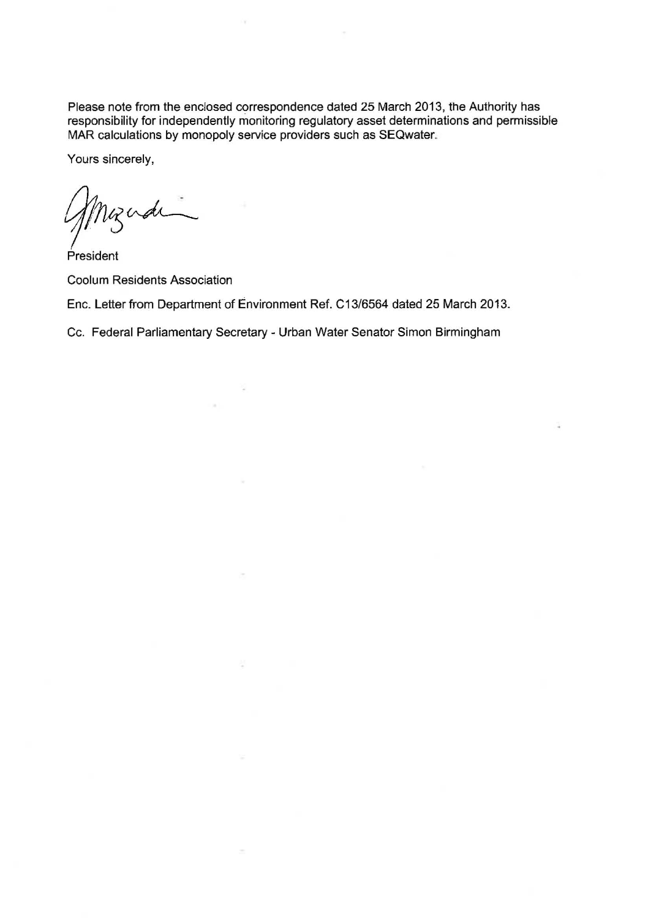Please note from the enclosed correspondence dated 25 March 2013, the Authority has responsibility for independently monitoring regulatory asset determinations and permissible MAR calculations by monopoly service providers such as SEQwater.

Yours sincerely,

President

Coolum Residents Association

Enc. Letter from Department of Environment Ref. C13/6564 dated 25 March 2013.

Cc. Federal Parliamentary Secretary - Urban Water Senator Simon Birmingham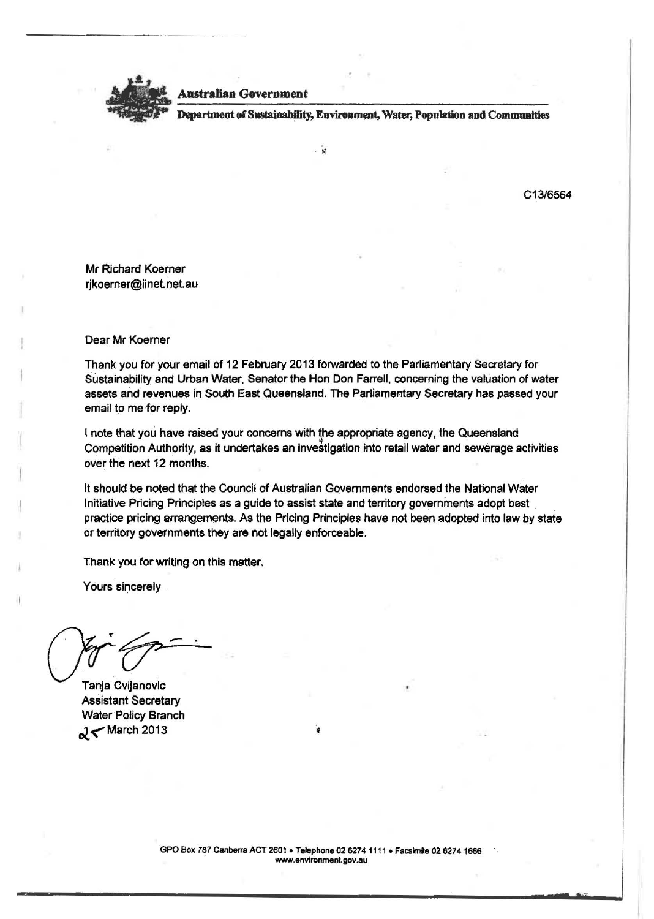**Australian Government**

**Department of Sustainability, Environment, Water, Population and Communities**

C13/6564

Mr Richard Koerner
rjkoerner@iinet.net.au

Dear Mr Koerner

Thank you for your email of 12 February 2013 forwarded to the Parliamentary Secretary for Sustainability and Urban Water, Senator the Hon Don Farrell, concerning the valuation of water assets and revenues in South East Queensland. The Parliamentary Secretary has passed your email to me for reply.

I note that you have raised your concerns with the appropriate agency, the Queensland Competition Authority, as it undertakes an investigation into retail water and sewerage activities over the next 12 months.

It should be noted that the Council of Australian Governments endorsed the National Water Initiative Pricing Principles as a guide to assist state and territory governments adopt best practice pricing arrangements. As the Pricing Principles have not been adopted into law by state or territory governments they are not legally enforceable.

Thank you for writing on this matter.

Yours sincerely

Tanja Cvijanovic
Assistant Secretary
Water Policy Branch
25 March 2013

GPO Box 787 Canberra ACT 2601 • Telephone 02 6274 1111 • Facsimile 02 6274 1666
www.environment.gov.au